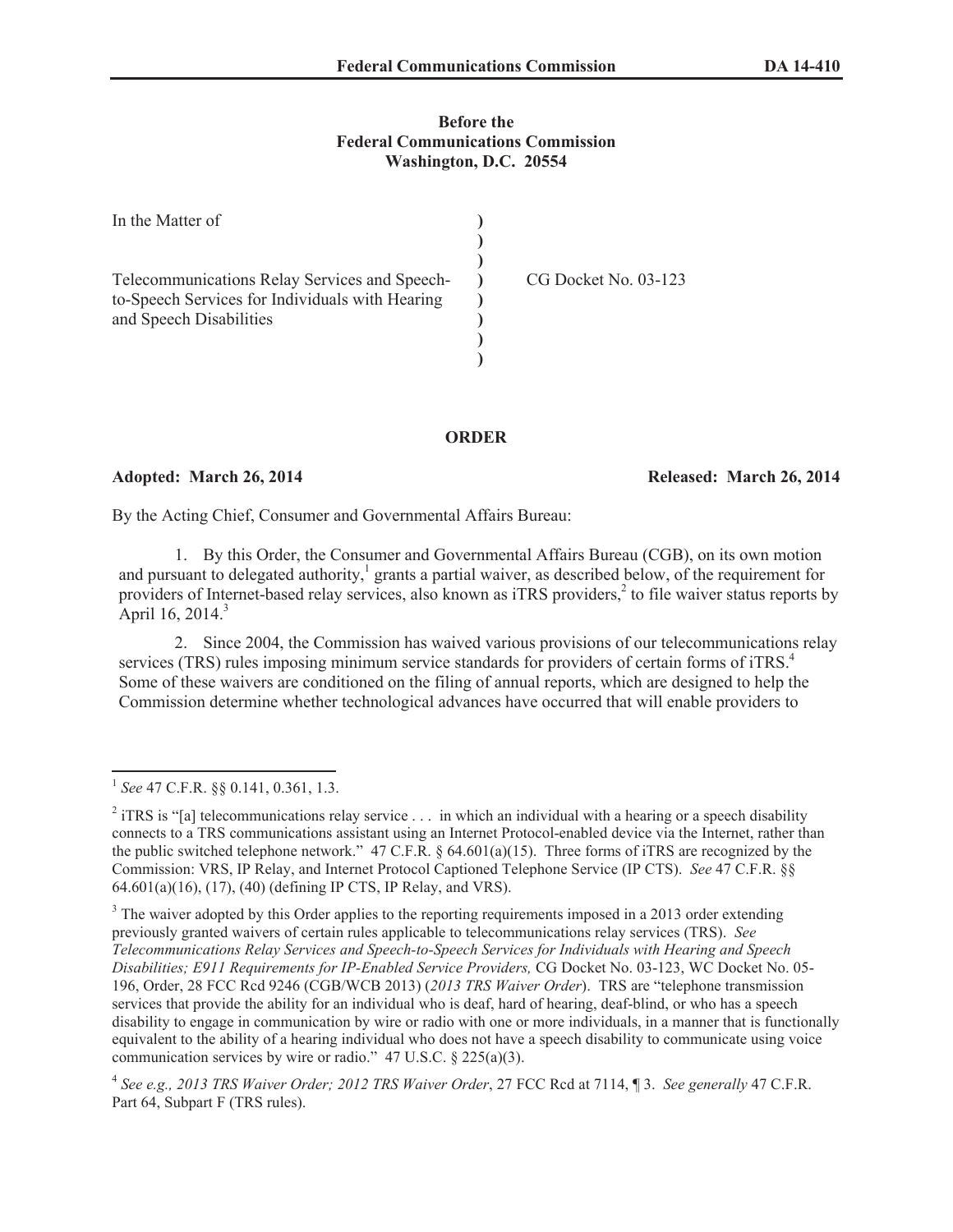**Before the**
**Federal Communications Commission**
**Washington, D.C. 20554**

| | | |
|---|---|---|
| In the Matter of<br><br>Telecommunications Relay Services and Speech-to-Speech Services for Individuals with Hearing and Speech Disabilities | ) | CG Docket No. 03-123 |

## ORDER

**Adopted: March 26, 2014** **Released: March 26, 2014**

By the Acting Chief, Consumer and Governmental Affairs Bureau:

1. By this Order, the Consumer and Governmental Affairs Bureau (CGB), on its own motion and pursuant to delegated authority,[1] grants a partial waiver, as described below, of the requirement for providers of Internet-based relay services, also known as iTRS providers,[2] to file waiver status reports by April 16, 2014.[3]

2. Since 2004, the Commission has waived various provisions of our telecommunications relay services (TRS) rules imposing minimum service standards for providers of certain forms of iTRS.[4] Some of these waivers are conditioned on the filing of annual reports, which are designed to help the Commission determine whether technological advances have occurred that will enable providers to

---

[1] *See* 47 C.F.R. §§ 0.141, 0.361, 1.3.

[2] iTRS is "[a] telecommunications relay service . . . in which an individual with a hearing or a speech disability connects to a TRS communications assistant using an Internet Protocol-enabled device via the Internet, rather than the public switched telephone network." 47 C.F.R. § 64.601(a)(15). Three forms of iTRS are recognized by the Commission: VRS, IP Relay, and Internet Protocol Captioned Telephone Service (IP CTS). *See* 47 C.F.R. §§ 64.601(a)(16), (17), (40) (defining IP CTS, IP Relay, and VRS).

[3] The waiver adopted by this Order applies to the reporting requirements imposed in a 2013 order extending previously granted waivers of certain rules applicable to telecommunications relay services (TRS). *See Telecommunications Relay Services and Speech-to-Speech Services for Individuals with Hearing and Speech Disabilities; E911 Requirements for IP-Enabled Service Providers,* CG Docket No. 03-123, WC Docket No. 05-196, Order, 28 FCC Rcd 9246 (CGB/WCB 2013) (*2013 TRS Waiver Order*). TRS are "telephone transmission services that provide the ability for an individual who is deaf, hard of hearing, deaf-blind, or who has a speech disability to engage in communication by wire or radio with one or more individuals, in a manner that is functionally equivalent to the ability of a hearing individual who does not have a speech disability to communicate using voice communication services by wire or radio." 47 U.S.C. § 225(a)(3).

[4] *See e.g., 2013 TRS Waiver Order; 2012 TRS Waiver Order*, 27 FCC Rcd at 7114, ¶ 3. *See generally* 47 C.F.R. Part 64, Subpart F (TRS rules).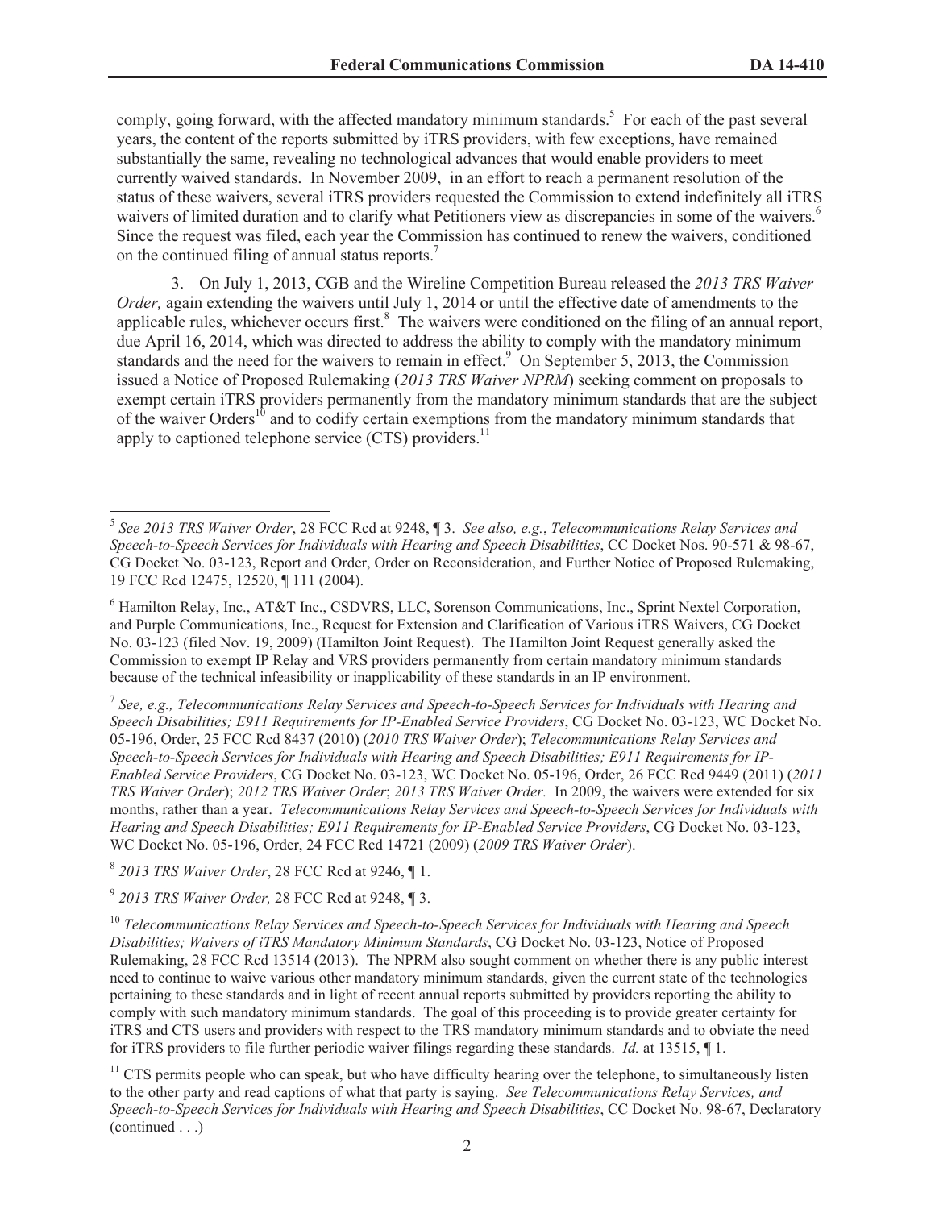comply, going forward, with the affected mandatory minimum standards.[5] For each of the past several years, the content of the reports submitted by iTRS providers, with few exceptions, have remained substantially the same, revealing no technological advances that would enable providers to meet currently waived standards. In November 2009, in an effort to reach a permanent resolution of the status of these waivers, several iTRS providers requested the Commission to extend indefinitely all iTRS waivers of limited duration and to clarify what Petitioners view as discrepancies in some of the waivers.[6] Since the request was filed, each year the Commission has continued to renew the waivers, conditioned on the continued filing of annual status reports.[7]

3. On July 1, 2013, CGB and the Wireline Competition Bureau released the *2013 TRS Waiver Order,* again extending the waivers until July 1, 2014 or until the effective date of amendments to the applicable rules, whichever occurs first.[8] The waivers were conditioned on the filing of an annual report, due April 16, 2014, which was directed to address the ability to comply with the mandatory minimum standards and the need for the waivers to remain in effect.[9] On September 5, 2013, the Commission issued a Notice of Proposed Rulemaking (*2013 TRS Waiver NPRM*) seeking comment on proposals to exempt certain iTRS providers permanently from the mandatory minimum standards that are the subject of the waiver Orders[10] and to codify certain exemptions from the mandatory minimum standards that apply to captioned telephone service (CTS) providers.[11]

---

[5] *See 2013 TRS Waiver Order*, 28 FCC Rcd at 9248, ¶ 3. *See also, e.g.*, *Telecommunications Relay Services and Speech-to-Speech Services for Individuals with Hearing and Speech Disabilities*, CC Docket Nos. 90-571 & 98-67, CG Docket No. 03-123, Report and Order, Order on Reconsideration, and Further Notice of Proposed Rulemaking, 19 FCC Rcd 12475, 12520, ¶ 111 (2004).

[6] Hamilton Relay, Inc., AT&T Inc., CSDVRS, LLC, Sorenson Communications, Inc., Sprint Nextel Corporation, and Purple Communications, Inc., Request for Extension and Clarification of Various iTRS Waivers, CG Docket No. 03-123 (filed Nov. 19, 2009) (Hamilton Joint Request). The Hamilton Joint Request generally asked the Commission to exempt IP Relay and VRS providers permanently from certain mandatory minimum standards because of the technical infeasibility or inapplicability of these standards in an IP environment.

[7] *See, e.g., Telecommunications Relay Services and Speech-to-Speech Services for Individuals with Hearing and Speech Disabilities; E911 Requirements for IP-Enabled Service Providers*, CG Docket No. 03-123, WC Docket No. 05-196, Order, 25 FCC Rcd 8437 (2010) (*2010 TRS Waiver Order*); *Telecommunications Relay Services and Speech-to-Speech Services for Individuals with Hearing and Speech Disabilities; E911 Requirements for IP-Enabled Service Providers*, CG Docket No. 03-123, WC Docket No. 05-196, Order, 26 FCC Rcd 9449 (2011) (*2011 TRS Waiver Order*); *2012 TRS Waiver Order*; *2013 TRS Waiver Order.* In 2009, the waivers were extended for six months, rather than a year. *Telecommunications Relay Services and Speech-to-Speech Services for Individuals with Hearing and Speech Disabilities; E911 Requirements for IP-Enabled Service Providers*, CG Docket No. 03-123, WC Docket No. 05-196, Order, 24 FCC Rcd 14721 (2009) (*2009 TRS Waiver Order*).

[8] *2013 TRS Waiver Order*, 28 FCC Rcd at 9246, ¶ 1.

[9] *2013 TRS Waiver Order,* 28 FCC Rcd at 9248, ¶ 3.

[10] *Telecommunications Relay Services and Speech-to-Speech Services for Individuals with Hearing and Speech Disabilities; Waivers of iTRS Mandatory Minimum Standards*, CG Docket No. 03-123, Notice of Proposed Rulemaking, 28 FCC Rcd 13514 (2013). The NPRM also sought comment on whether there is any public interest need to continue to waive various other mandatory minimum standards, given the current state of the technologies pertaining to these standards and in light of recent annual reports submitted by providers reporting the ability to comply with such mandatory minimum standards. The goal of this proceeding is to provide greater certainty for iTRS and CTS users and providers with respect to the TRS mandatory minimum standards and to obviate the need for iTRS providers to file further periodic waiver filings regarding these standards. *Id.* at 13515, ¶ 1.

[11] CTS permits people who can speak, but who have difficulty hearing over the telephone, to simultaneously listen to the other party and read captions of what that party is saying. *See Telecommunications Relay Services, and Speech-to-Speech Services for Individuals with Hearing and Speech Disabilities*, CC Docket No. 98-67, Declaratory (continued . . .)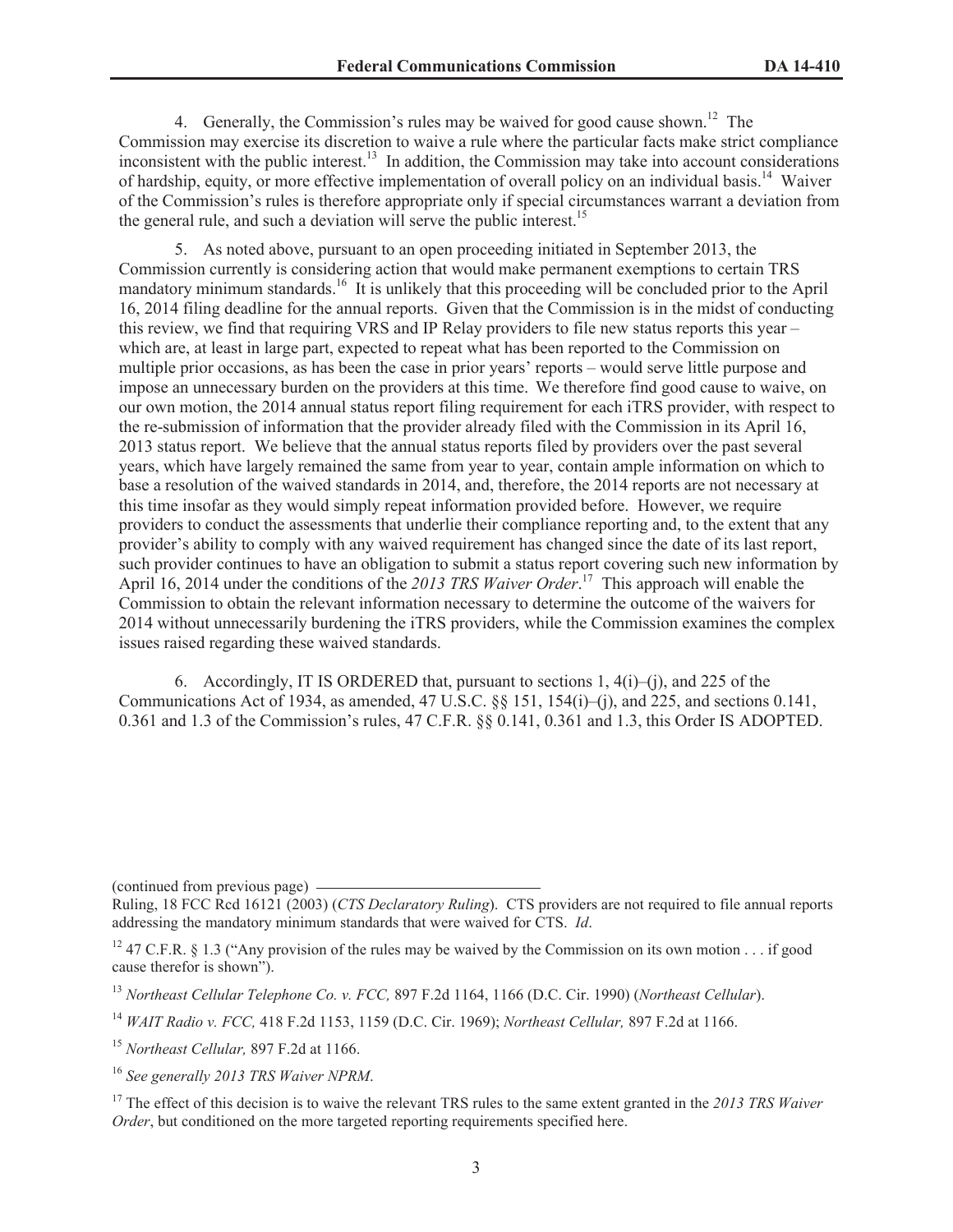4. Generally, the Commission's rules may be waived for good cause shown.[12] The Commission may exercise its discretion to waive a rule where the particular facts make strict compliance inconsistent with the public interest.[13] In addition, the Commission may take into account considerations of hardship, equity, or more effective implementation of overall policy on an individual basis.[14] Waiver of the Commission's rules is therefore appropriate only if special circumstances warrant a deviation from the general rule, and such a deviation will serve the public interest.[15]

5. As noted above, pursuant to an open proceeding initiated in September 2013, the Commission currently is considering action that would make permanent exemptions to certain TRS mandatory minimum standards.[16] It is unlikely that this proceeding will be concluded prior to the April 16, 2014 filing deadline for the annual reports. Given that the Commission is in the midst of conducting this review, we find that requiring VRS and IP Relay providers to file new status reports this year – which are, at least in large part, expected to repeat what has been reported to the Commission on multiple prior occasions, as has been the case in prior years' reports – would serve little purpose and impose an unnecessary burden on the providers at this time. We therefore find good cause to waive, on our own motion, the 2014 annual status report filing requirement for each iTRS provider, with respect to the re-submission of information that the provider already filed with the Commission in its April 16, 2013 status report. We believe that the annual status reports filed by providers over the past several years, which have largely remained the same from year to year, contain ample information on which to base a resolution of the waived standards in 2014, and, therefore, the 2014 reports are not necessary at this time insofar as they would simply repeat information provided before. However, we require providers to conduct the assessments that underlie their compliance reporting and, to the extent that any provider's ability to comply with any waived requirement has changed since the date of its last report, such provider continues to have an obligation to submit a status report covering such new information by April 16, 2014 under the conditions of the *2013 TRS Waiver Order*.[17] This approach will enable the Commission to obtain the relevant information necessary to determine the outcome of the waivers for 2014 without unnecessarily burdening the iTRS providers, while the Commission examines the complex issues raised regarding these waived standards.

6. Accordingly, IT IS ORDERED that, pursuant to sections 1, 4(i)–(j), and 225 of the Communications Act of 1934, as amended, 47 U.S.C. §§ 151, 154(i)–(j), and 225, and sections 0.141, 0.361 and 1.3 of the Commission's rules, 47 C.F.R. §§ 0.141, 0.361 and 1.3, this Order IS ADOPTED.

---

(continued from previous page) Ruling, 18 FCC Rcd 16121 (2003) (*CTS Declaratory Ruling*). CTS providers are not required to file annual reports addressing the mandatory minimum standards that were waived for CTS. *Id*.

[12] 47 C.F.R. § 1.3 ("Any provision of the rules may be waived by the Commission on its own motion . . . if good cause therefor is shown").

[13] *Northeast Cellular Telephone Co. v. FCC,* 897 F.2d 1164, 1166 (D.C. Cir. 1990) (*Northeast Cellular*).

[14] *WAIT Radio v. FCC,* 418 F.2d 1153, 1159 (D.C. Cir. 1969); *Northeast Cellular,* 897 F.2d at 1166.

[15] *Northeast Cellular,* 897 F.2d at 1166.

[16] *See generally 2013 TRS Waiver NPRM*.

[17] The effect of this decision is to waive the relevant TRS rules to the same extent granted in the *2013 TRS Waiver Order*, but conditioned on the more targeted reporting requirements specified here.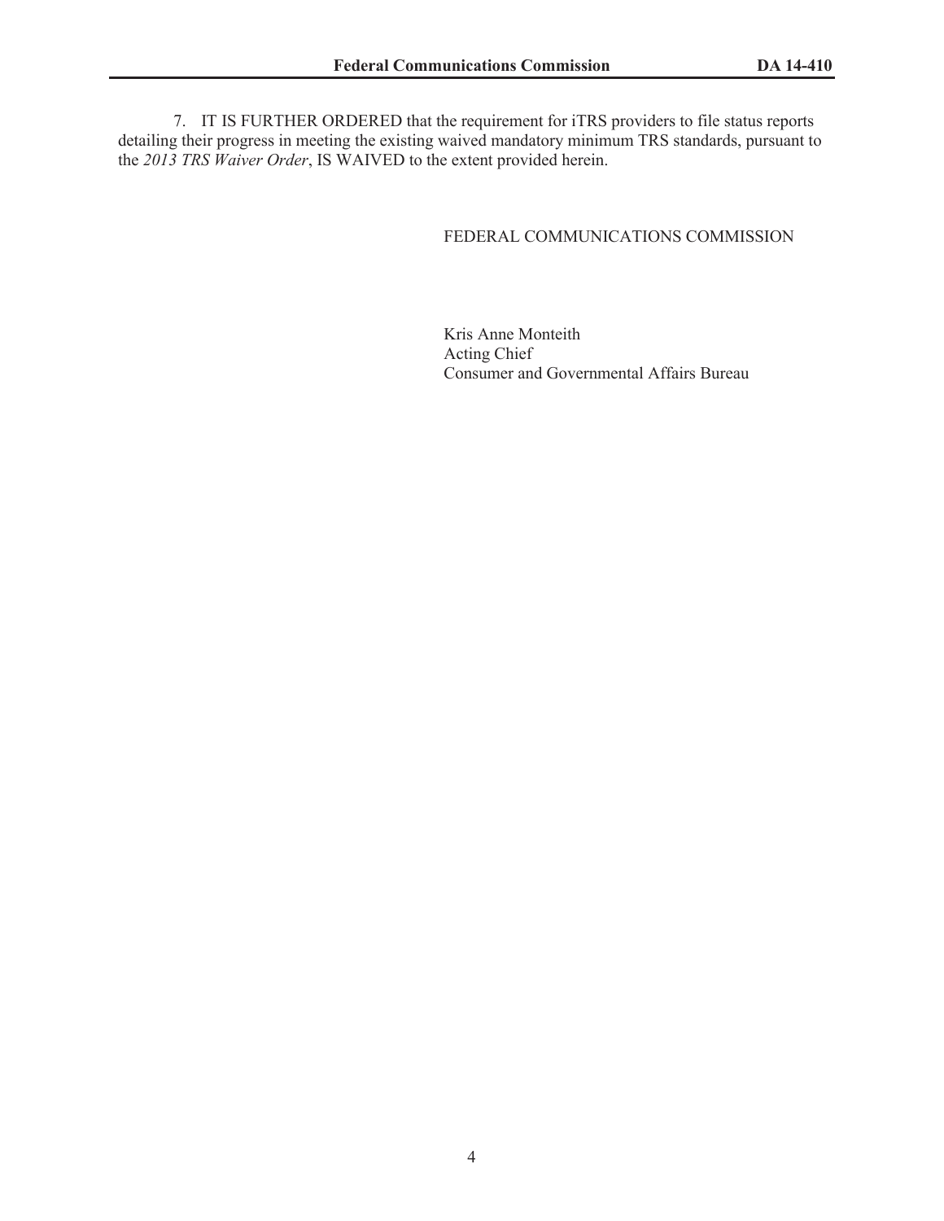7. IT IS FURTHER ORDERED that the requirement for iTRS providers to file status reports detailing their progress in meeting the existing waived mandatory minimum TRS standards, pursuant to the *2013 TRS Waiver Order*, IS WAIVED to the extent provided herein.

FEDERAL COMMUNICATIONS COMMISSION

Kris Anne Monteith  
Acting Chief  
Consumer and Governmental Affairs Bureau